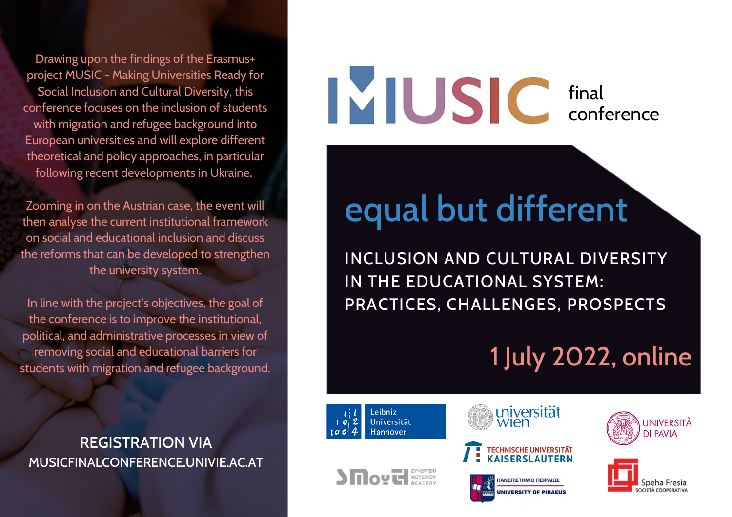# MUSIC final conference

## equal but different

### INCLUSION AND CULTURAL DIVERSITY IN THE EDUCATIONAL SYSTEM: PRACTICES, CHALLENGES, PROSPECTS

**1 July 2022, online**

Drawing upon the findings of the Erasmus+ project MUSIC - Making Universities Ready for Social Inclusion and Cultural Diversity, this conference focuses on the inclusion of students with migration and refugee background into European universities and will explore different theoretical and policy approaches, in particular following recent developments in Ukraine.

Zooming in on the Austrian case, the event will then analyse the current institutional framework on social and educational inclusion and discuss the reforms that can be developed to strengthen the university system.

In line with the project's objectives, the goal of the conference is to improve the institutional, political, and administrative processes in view of removing social and educational barriers for students with migration and refugee background.

**REGISTRATION VIA MUSICFINALCONFERENCE.UNIVIE.AC.AT**

Leibniz Universität Hannover

universität wien

UNIVERSITÀ DI PAVIA

TECHNISCHE UNIVERSITÄT KAISERSLAUTERN

ΣΥΝΕΡΓΕΙΟ ΜΟΥΣΙΚΟΥ ΘΕΑΤΡΟΥ

ΠΑΝΕΠΙΣΤΗΜΙΟ ΠΕΙΡΑΙΩΣ
UNIVERSITY OF PIRAEUS

Speha Fresia
SOCIETÀ COOPERATIVA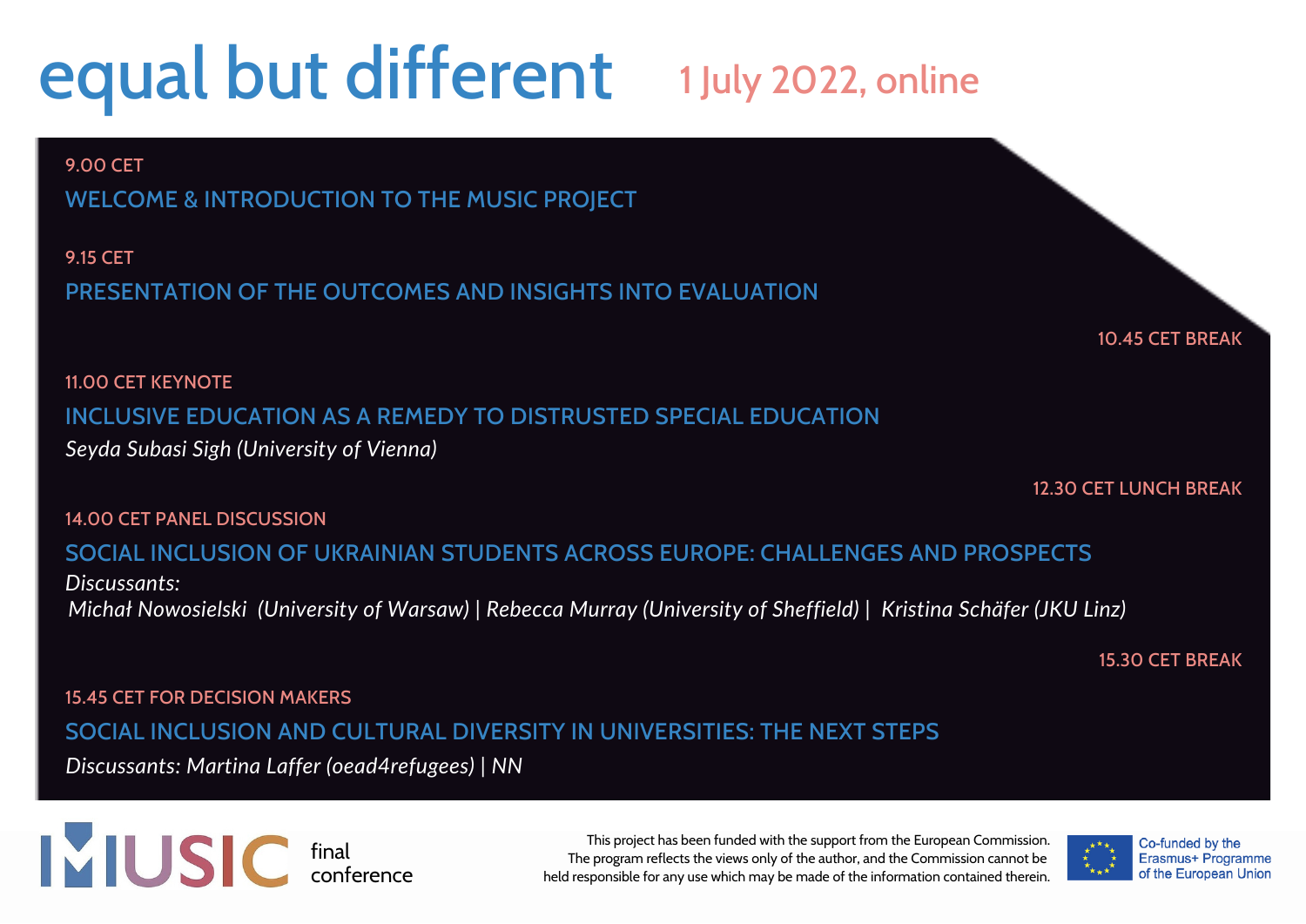# equal but different

1 July 2022, online

9.00 CET

## WELCOME & INTRODUCTION TO THE MUSIC PROJECT

9.15 CET

## PRESENTATION OF THE OUTCOMES AND INSIGHTS INTO EVALUATION

10.45 CET BREAK

11.00 CET KEYNOTE

## INCLUSIVE EDUCATION AS A REMEDY TO DISTRUSTED SPECIAL EDUCATION

*Seyda Subasi Sigh (University of Vienna)*

12.30 CET LUNCH BREAK

14.00 CET PANEL DISCUSSION

## SOCIAL INCLUSION OF UKRAINIAN STUDENTS ACROSS EUROPE: CHALLENGES AND PROSPECTS

*Discussants:*
*Michał Nowosielski (University of Warsaw) | Rebecca Murray (University of Sheffield) | Kristina Schäfer (JKU Linz)*

15.30 CET BREAK

15.45 CET FOR DECISION MAKERS

## SOCIAL INCLUSION AND CULTURAL DIVERSITY IN UNIVERSITIES: THE NEXT STEPS

*Discussants: Martina Laffer (oead4refugees) | NN*

MUSIC final conference

This project has been funded with the support from the European Commission. The program reflects the views only of the author, and the Commission cannot be held responsible for any use which may be made of the information contained therein.

Co-funded by the Erasmus+ Programme of the European Union